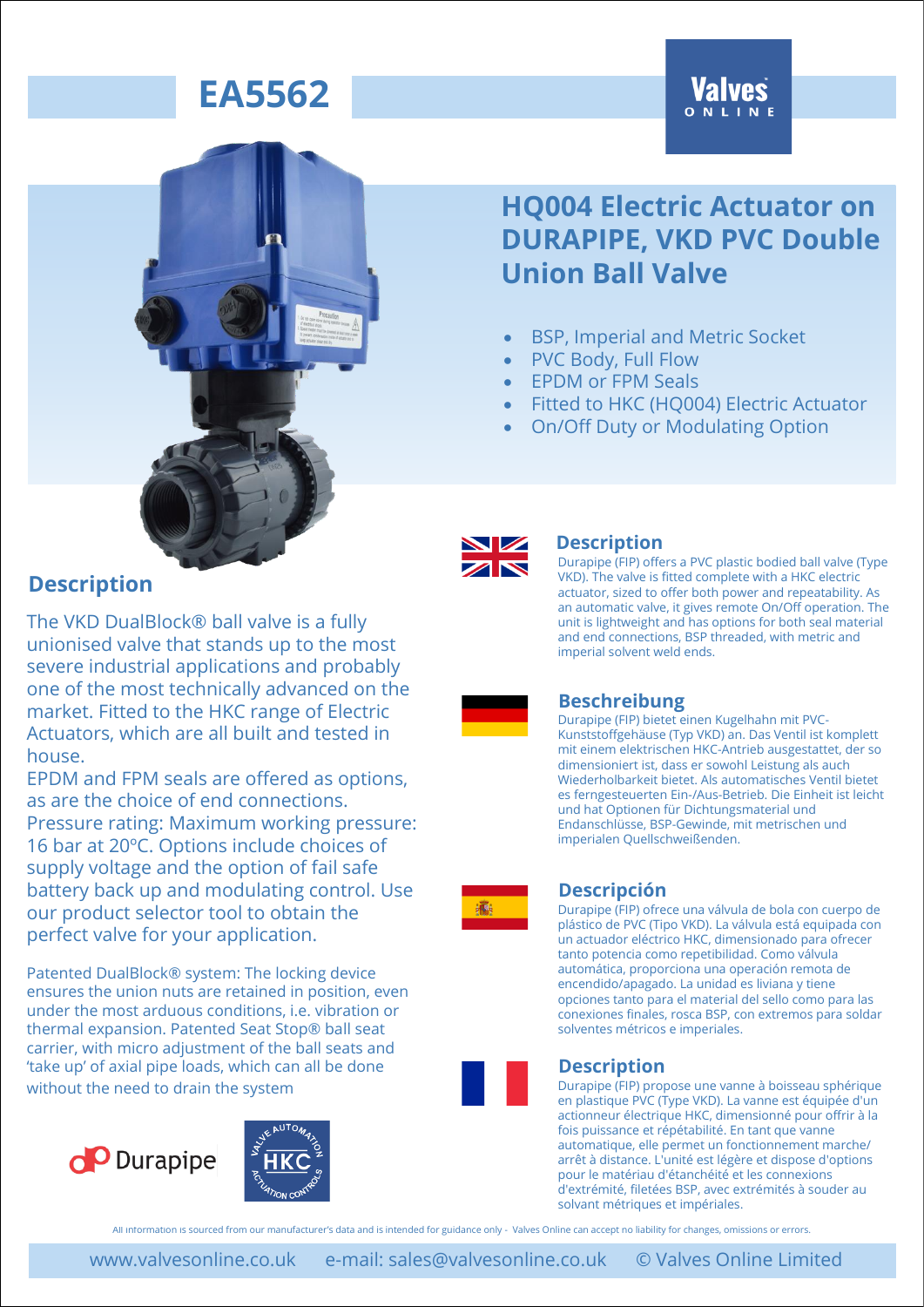# EA5562

## HQ004 Electric Actuator on DURAPIPE, VKD PVC Double Union Ball Valve

- BSP, Imperial and Metric Socket
- PVC Body, Full Flow
- EPDM or FPM Seals
- Fitted to HKC (HQ004) Electric Actuator
- On/Off Duty or Modulating Option

## Description

The VKD DualBlock® ball valve is a fully unionised valve that stands up to the most severe industrial applications and probably one of the most technically advanced on the market. Fitted to the HKC range of Electric Actuators, which are all built and tested in house.

EPDM and FPM seals are offered as options, as are the choice of end connections.

Pressure rating: Maximum working pressure: 16 bar at 20ºC. Options include choices of supply voltage and the option of fail safe battery back up and modulating control. Use our product selector tool to obtain the perfect valve for your application.

Patented DualBlock® system: The locking device ensures the union nuts are retained in position, even under the most arduous conditions, i.e. vibration or thermal expansion. Patented Seat Stop® ball seat carrier, with micro adjustment of the ball seats and 'take up' of axial pipe loads, which can all be done without the need to drain the system

### Description

Durapipe (FIP) offers a PVC plastic bodied ball valve (Type VKD). The valve is fitted complete with a HKC electric actuator, sized to offer both power and repeatability. As an automatic valve, it gives remote On/Off operation. The unit is lightweight and has options for both seal material and end connections, BSP threaded, with metric and imperial solvent weld ends.

### Beschreibung

Durapipe (FIP) bietet einen Kugelhahn mit PVC-Kunststoffgehäuse (Typ VKD) an. Das Ventil ist komplett mit einem elektrischen HKC-Antrieb ausgestattet, der so dimensioniert ist, dass er sowohl Leistung als auch Wiederholbarkeit bietet. Als automatisches Ventil bietet es ferngesteuerten Ein-/Aus-Betrieb. Die Einheit ist leicht und hat Optionen für Dichtungsmaterial und Endanschlüsse, BSP-Gewinde, mit metrischen und imperialen Quellschweißenden.

### Descripción

Durapipe (FIP) ofrece una válvula de bola con cuerpo de plástico de PVC (Tipo VKD). La válvula está equipada con un actuador eléctrico HKC, dimensionado para ofrecer tanto potencia como repetibilidad. Como válvula automática, proporciona una operación remota de encendido/apagado. La unidad es liviana y tiene opciones tanto para el material del sello como para las conexiones finales, rosca BSP, con extremos para soldar solventes métricos e imperiales.

### Description

Durapipe (FIP) propose une vanne à boisseau sphérique en plastique PVC (Type VKD). La vanne est équipée d'un actionneur électrique HKC, dimensionné pour offrir à la fois puissance et répétabilité. En tant que vanne automatique, elle permet un fonctionnement marche/arrêt à distance. L'unité est légère et dispose d'options pour le matériau d'étanchéité et les connexions d'extrémité, filetées BSP, avec extrémités à souder au solvant métriques et impériales.

All information is sourced from our manufacturer's data and is intended for guidance only - Valves Online can accept no liability for changes, omissions or errors.

www.valvesonline.co.uk e-mail: sales@valvesonline.co.uk © Valves Online Limited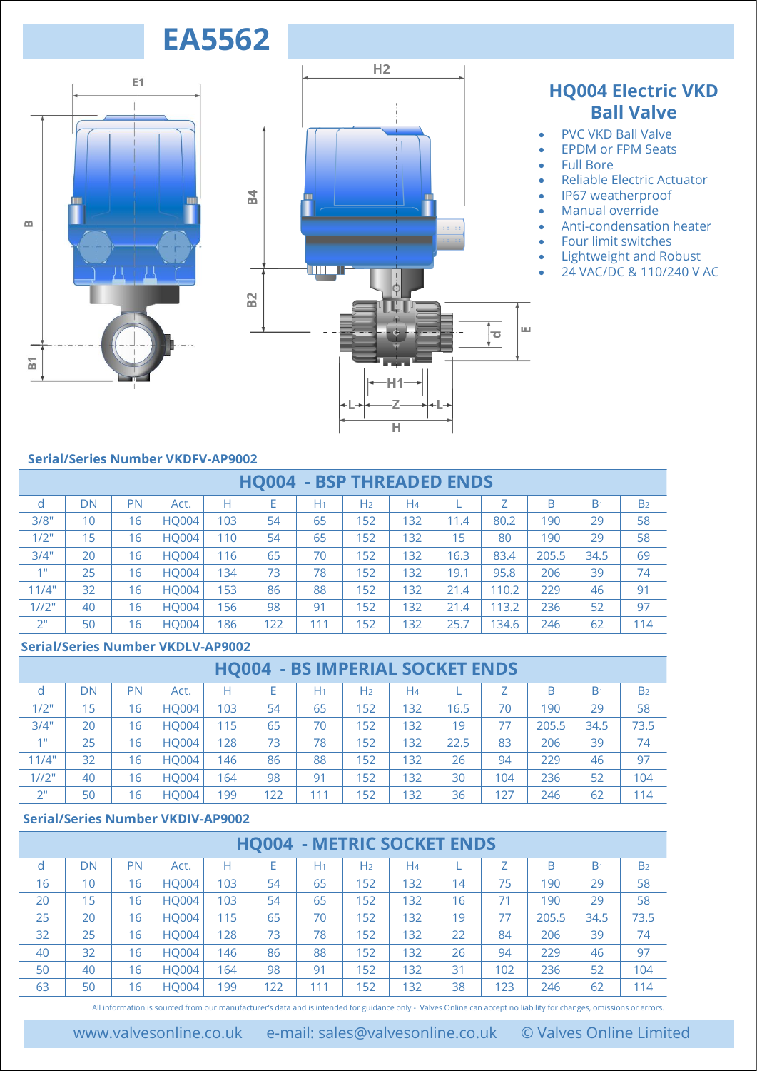# EA5562

## HQ004 Electric VKD Ball Valve

- PVC VKD Ball Valve
- EPDM or FPM Seats
- Full Bore
- Reliable Electric Actuator
- IP67 weatherproof
- Manual override
- Anti-condensation heater
- Four limit switches
- Lightweight and Robust
- 24 VAC/DC & 110/240 V AC

**Serial/Series Number VKDFV-AP9002**

### HQ004 - BSP THREADED ENDS

| d | DN | PN | Act. | H | E | $H_1$ | $H_2$ | $H_4$ | L | Z | B | $B_1$ | $B_2$ |
|---|---|---|---|---|---|---|---|---|---|---|---|---|---|
| 3/8" | 10 | 16 | HQ004 | 103 | 54 | 65 | 152 | 132 | 11.4 | 80.2 | 190 | 29 | 58 |
| 1/2" | 15 | 16 | HQ004 | 110 | 54 | 65 | 152 | 132 | 15 | 80 | 190 | 29 | 58 |
| 3/4" | 20 | 16 | HQ004 | 116 | 65 | 70 | 152 | 132 | 16.3 | 83.4 | 205.5 | 34.5 | 69 |
| 1" | 25 | 16 | HQ004 | 134 | 73 | 78 | 152 | 132 | 19.1 | 95.8 | 206 | 39 | 74 |
| 11/4" | 32 | 16 | HQ004 | 153 | 86 | 88 | 152 | 132 | 21.4 | 110.2 | 229 | 46 | 91 |
| 1//2" | 40 | 16 | HQ004 | 156 | 98 | 91 | 152 | 132 | 21.4 | 113.2 | 236 | 52 | 97 |
| 2" | 50 | 16 | HQ004 | 186 | 122 | 111 | 152 | 132 | 25.7 | 134.6 | 246 | 62 | 114 |

**Serial/Series Number VKDLV-AP9002**

### HQ004 - BS IMPERIAL SOCKET ENDS

| d | DN | PN | Act. | H | E | $H_1$ | $H_2$ | $H_4$ | L | Z | B | $B_1$ | $B_2$ |
|---|---|---|---|---|---|---|---|---|---|---|---|---|---|
| 1/2" | 15 | 16 | HQ004 | 103 | 54 | 65 | 152 | 132 | 16.5 | 70 | 190 | 29 | 58 |
| 3/4" | 20 | 16 | HQ004 | 115 | 65 | 70 | 152 | 132 | 19 | 77 | 205.5 | 34.5 | 73.5 |
| 1" | 25 | 16 | HQ004 | 128 | 73 | 78 | 152 | 132 | 22.5 | 83 | 206 | 39 | 74 |
| 11/4" | 32 | 16 | HQ004 | 146 | 86 | 88 | 152 | 132 | 26 | 94 | 229 | 46 | 97 |
| 1//2" | 40 | 16 | HQ004 | 164 | 98 | 91 | 152 | 132 | 30 | 104 | 236 | 52 | 104 |
| 2" | 50 | 16 | HQ004 | 199 | 122 | 111 | 152 | 132 | 36 | 127 | 246 | 62 | 114 |

**Serial/Series Number VKDIV-AP9002**

### HQ004 - METRIC SOCKET ENDS

| d | DN | PN | Act. | H | E | $H_1$ | $H_2$ | $H_4$ | L | Z | B | $B_1$ | $B_2$ |
|---|---|---|---|---|---|---|---|---|---|---|---|---|---|
| 16 | 10 | 16 | HQ004 | 103 | 54 | 65 | 152 | 132 | 14 | 75 | 190 | 29 | 58 |
| 20 | 15 | 16 | HQ004 | 103 | 54 | 65 | 152 | 132 | 16 | 71 | 190 | 29 | 58 |
| 25 | 20 | 16 | HQ004 | 115 | 65 | 70 | 152 | 132 | 19 | 77 | 205.5 | 34.5 | 73.5 |
| 32 | 25 | 16 | HQ004 | 128 | 73 | 78 | 152 | 132 | 22 | 84 | 206 | 39 | 74 |
| 40 | 32 | 16 | HQ004 | 146 | 86 | 88 | 152 | 132 | 26 | 94 | 229 | 46 | 97 |
| 50 | 40 | 16 | HQ004 | 164 | 98 | 91 | 152 | 132 | 31 | 102 | 236 | 52 | 104 |
| 63 | 50 | 16 | HQ004 | 199 | 122 | 111 | 152 | 132 | 38 | 123 | 246 | 62 | 114 |

All information is sourced from our manufacturer's data and is intended for guidance only - Valves Online can accept no liability for changes, omissions or errors.

www.valvesonline.co.uk e-mail: sales@valvesonline.co.uk © Valves Online Limited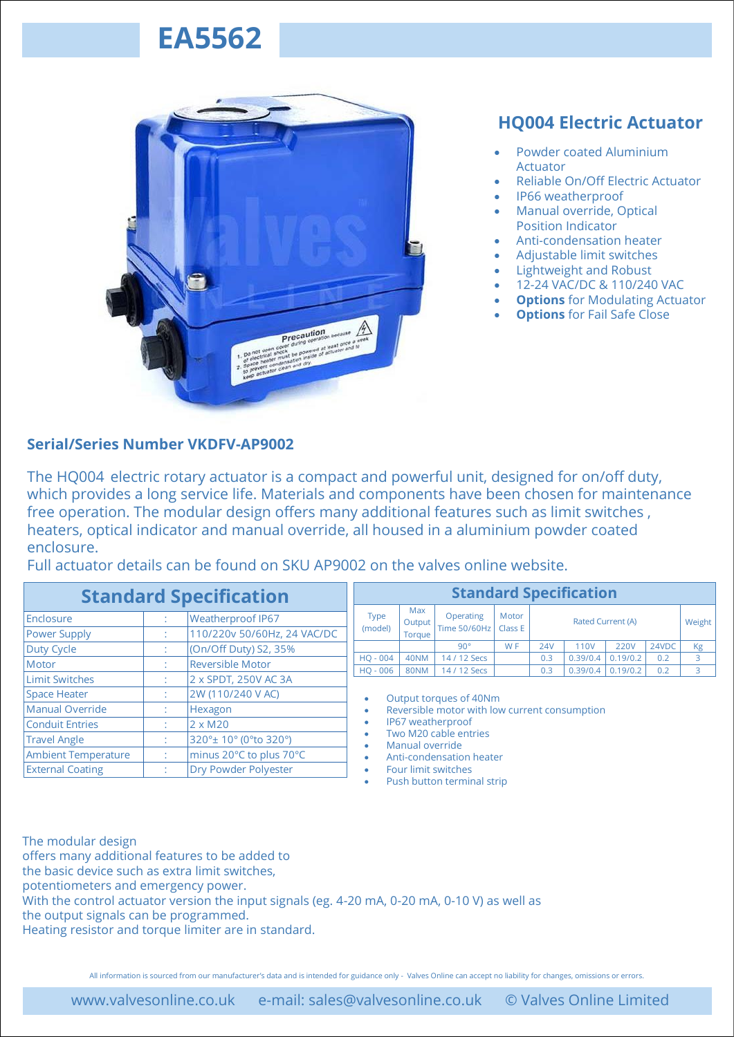# EA5562

## HQ004 Electric Actuator

- Powder coated Aluminium Actuator
- Reliable On/Off Electric Actuator
- IP66 weatherproof
- Manual override, Optical Position Indicator
- Anti-condensation heater
- Adjustable limit switches
- Lightweight and Robust
- 12-24 VAC/DC & 110/240 VAC
- **Options** for Modulating Actuator
- **Options** for Fail Safe Close

### Serial/Series Number VKDFV-AP9002

The HQ004 electric rotary actuator is a compact and powerful unit, designed for on/off duty, which provides a long service life. Materials and components have been chosen for maintenance free operation. The modular design offers many additional features such as limit switches , heaters, optical indicator and manual override, all housed in a aluminium powder coated enclosure.
Full actuator details can be found on SKU AP9002 on the valves online website.

| Standard Specification | | |
|---|---|---|
| Enclosure | : | Weatherproof IP67 |
| Power Supply | : | 110/220v 50/60Hz, 24 VAC/DC |
| Duty Cycle | : | (On/Off Duty) S2, 35% |
| Motor | : | Reversible Motor |
| Limit Switches | : | 2 x SPDT, 250V AC 3A |
| Space Heater | : | 2W (110/240 V AC) |
| Manual Override | : | Hexagon |
| Conduit Entries | : | 2 x M20 |
| Travel Angle | : | 320°± 10° (0°to 320°) |
| Ambient Temperature | : | minus 20°C to plus 70°C |
| External Coating | : | Dry Powder Polyester |

| Type (model) | Max Output Torque | Operating Time 50/60Hz | Motor Class E | Rated Current (A) | | | | Weight |
|---|---|---|---|---|---|---|---|---|
| | | 90° | W F | 24V | 110V | 220V | 24VDC | Kg |
| HQ - 004 | 40NM | 14 / 12 Secs | | 0.3 | 0.39/0.4 | 0.19/0.2 | 0.2 | 3 |
| HQ - 006 | 80NM | 14 / 12 Secs | | 0.3 | 0.39/0.4 | 0.19/0.2 | 0.2 | 3 |

- Output torques of 40Nm
- Reversible motor with low current consumption
- IP67 weatherproof
- Two M20 cable entries
- Manual override
- Anti-condensation heater
- Four limit switches
- Push button terminal strip

The modular design
offers many additional features to be added to
the basic device such as extra limit switches,
potentiometers and emergency power.
With the control actuator version the input signals (eg. 4-20 mA, 0-20 mA, 0-10 V) as well as
the output signals can be programmed.
Heating resistor and torque limiter are in standard.

All information is sourced from our manufacturer's data and is intended for guidance only - Valves Online can accept no liability for changes, omissions or errors.

www.valvesonline.co.uk e-mail: sales@valvesonline.co.uk © Valves Online Limited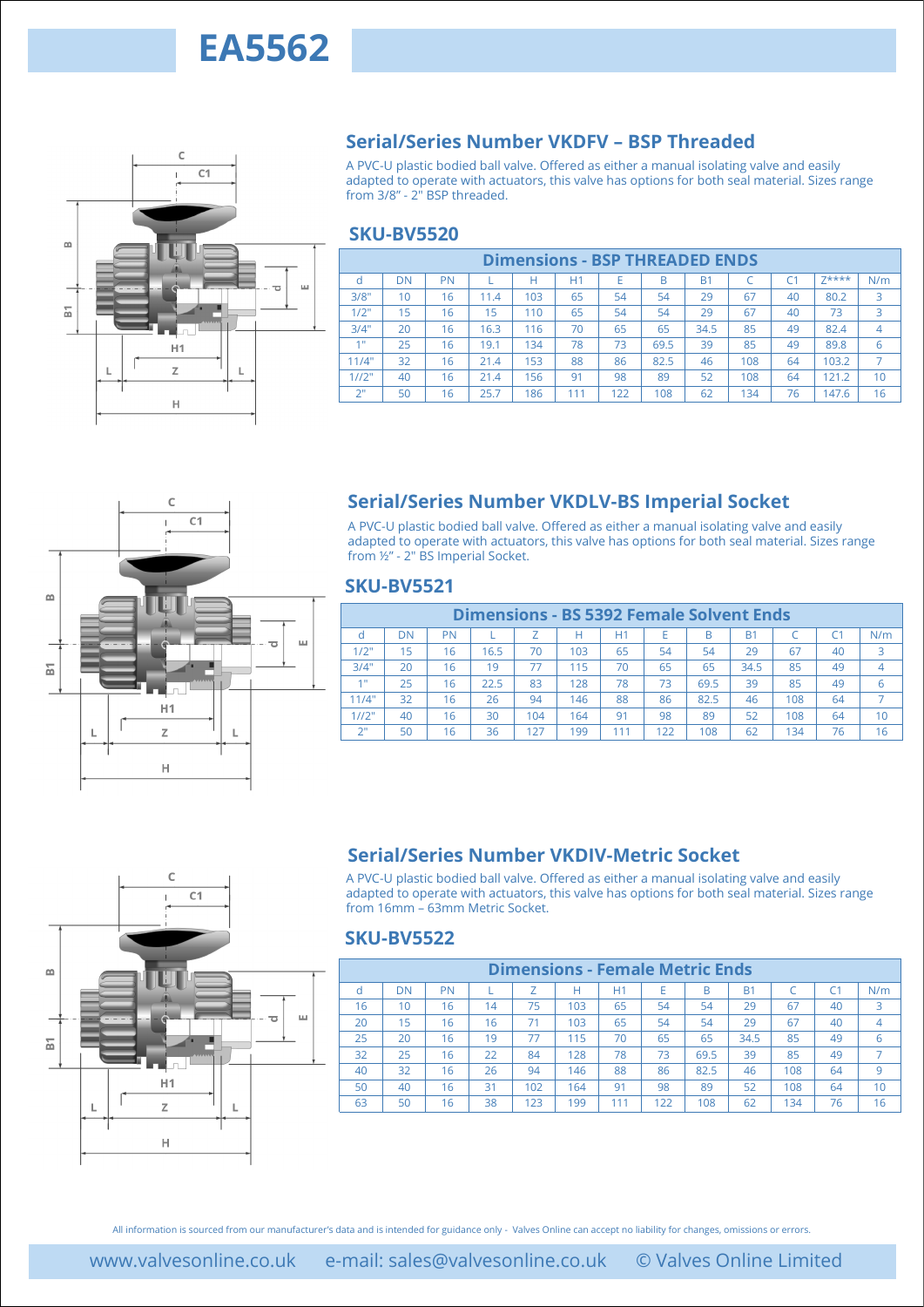# EA5562

## Serial/Series Number VKDFV – BSP Threaded

A PVC-U plastic bodied ball valve. Offered as either a manual isolating valve and easily adapted to operate with actuators, this valve has options for both seal material. Sizes range from 3/8" - 2" BSP threaded.

### SKU-BV5520

| Dimensions - BSP THREADED ENDS | | | | | | | | | | | | |
|---|---|---|---|---|---|---|---|---|---|---|---|---|
| d | DN | PN | L | H | H1 | E | B | B1 | C | C1 | Z**** | N/m |
| 3/8" | 10 | 16 | 11.4 | 103 | 65 | 54 | 54 | 29 | 67 | 40 | 80.2 | 3 |
| 1/2" | 15 | 16 | 15 | 110 | 65 | 54 | 54 | 29 | 67 | 40 | 73 | 3 |
| 3/4" | 20 | 16 | 16.3 | 116 | 70 | 65 | 65 | 34.5 | 85 | 49 | 82.4 | 4 |
| 1" | 25 | 16 | 19.1 | 134 | 78 | 73 | 69.5 | 39 | 85 | 49 | 89.8 | 6 |
| 11/4" | 32 | 16 | 21.4 | 153 | 88 | 86 | 82.5 | 46 | 108 | 64 | 103.2 | 7 |
| 1//2" | 40 | 16 | 21.4 | 156 | 91 | 98 | 89 | 52 | 108 | 64 | 121.2 | 10 |
| 2" | 50 | 16 | 25.7 | 186 | 111 | 122 | 108 | 62 | 134 | 76 | 147.6 | 16 |

## Serial/Series Number VKDLV-BS Imperial Socket

A PVC-U plastic bodied ball valve. Offered as either a manual isolating valve and easily adapted to operate with actuators, this valve has options for both seal material. Sizes range from ½" - 2" BS Imperial Socket.

### SKU-BV5521

| Dimensions - BS 5392 Female Solvent Ends | | | | | | | | | | | | |
|---|---|---|---|---|---|---|---|---|---|---|---|---|
| d | DN | PN | L | Z | H | H1 | E | B | B1 | C | C1 | N/m |
| 1/2" | 15 | 16 | 16.5 | 70 | 103 | 65 | 54 | 54 | 29 | 67 | 40 | 3 |
| 3/4" | 20 | 16 | 19 | 77 | 115 | 70 | 65 | 65 | 34.5 | 85 | 49 | 4 |
| 1" | 25 | 16 | 22.5 | 83 | 128 | 78 | 73 | 69.5 | 39 | 85 | 49 | 6 |
| 11/4" | 32 | 16 | 26 | 94 | 146 | 88 | 86 | 82.5 | 46 | 108 | 64 | 7 |
| 1//2" | 40 | 16 | 30 | 104 | 164 | 91 | 98 | 89 | 52 | 108 | 64 | 10 |
| 2" | 50 | 16 | 36 | 127 | 199 | 111 | 122 | 108 | 62 | 134 | 76 | 16 |

## Serial/Series Number VKDIV-Metric Socket

A PVC-U plastic bodied ball valve. Offered as either a manual isolating valve and easily adapted to operate with actuators, this valve has options for both seal material. Sizes range from 16mm – 63mm Metric Socket.

### SKU-BV5522

| Dimensions - Female Metric Ends | | | | | | | | | | | | |
|---|---|---|---|---|---|---|---|---|---|---|---|---|
| d | DN | PN | L | Z | H | H1 | E | B | B1 | C | C1 | N/m |
| 16 | 10 | 16 | 14 | 75 | 103 | 65 | 54 | 54 | 29 | 67 | 40 | 3 |
| 20 | 15 | 16 | 16 | 71 | 103 | 65 | 54 | 54 | 29 | 67 | 40 | 4 |
| 25 | 20 | 16 | 19 | 77 | 115 | 70 | 65 | 65 | 34.5 | 85 | 49 | 6 |
| 32 | 25 | 16 | 22 | 84 | 128 | 78 | 73 | 69.5 | 39 | 85 | 49 | 7 |
| 40 | 32 | 16 | 26 | 94 | 146 | 88 | 86 | 82.5 | 46 | 108 | 64 | 9 |
| 50 | 40 | 16 | 31 | 102 | 164 | 91 | 98 | 89 | 52 | 108 | 64 | 10 |
| 63 | 50 | 16 | 38 | 123 | 199 | 111 | 122 | 108 | 62 | 134 | 76 | 16 |

All information is sourced from our manufacturer's data and is intended for guidance only - Valves Online can accept no liability for changes, omissions or errors.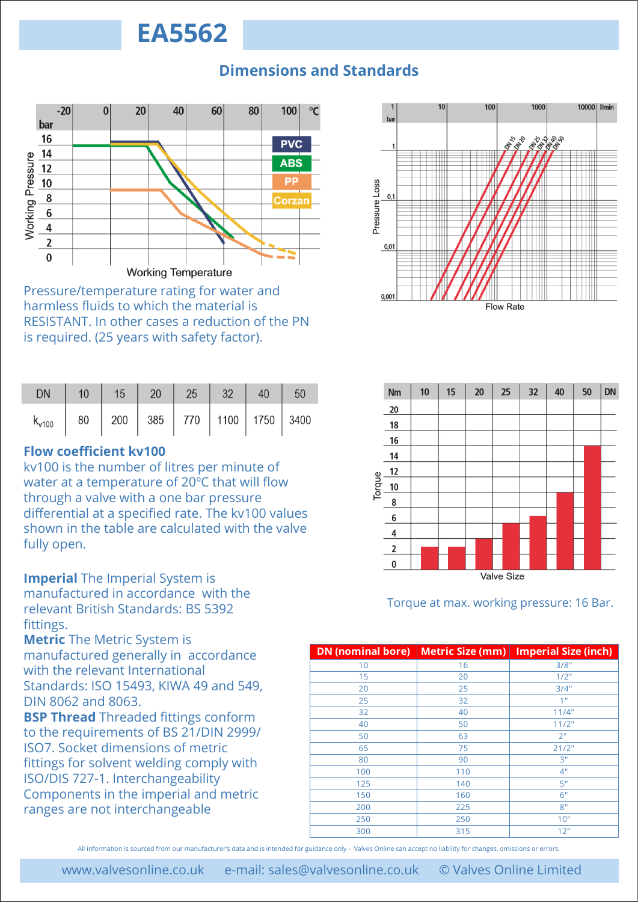# EA5562

## Dimensions and Standards

Pressure/temperature rating for water and harmless fluids to which the material is RESISTANT. In other cases a reduction of the PN is required. (25 years with safety factor).

| DN | 10 | 15 | 20 | 25 | 32 | 40 | 50 |
|---|---|---|---|---|---|---|---|
| $k_{v100}$ | 80 | 200 | 385 | 770 | 1100 | 1750 | 3400 |

**Flow coefficient kv100**
kv100 is the number of litres per minute of water at a temperature of 20ºC that will flow through a valve with a one bar pressure differential at a specified rate. The kv100 values shown in the table are calculated with the valve fully open.

**Imperial** The Imperial System is manufactured in accordance with the relevant British Standards: BS 5392 fittings.
**Metric** The Metric System is manufactured generally in accordance with the relevant International Standards: ISO 15493, KIWA 49 and 549, DIN 8062 and 8063.
**BSP Thread** Threaded fittings conform to the requirements of BS 21/DIN 2999/ ISO7. Socket dimensions of metric fittings for solvent welding comply with ISO/DIS 727-1. Interchangeability Components in the imperial and metric ranges are not interchangeable

Torque at max. working pressure: 16 Bar.

| DN (nominal bore) | Metric Size (mm) | Imperial Size (inch) |
|---|---|---|
| 10 | 16 | 3/8" |
| 15 | 20 | 1/2" |
| 20 | 25 | 3/4" |
| 25 | 32 | 1" |
| 32 | 40 | 11/4" |
| 40 | 50 | 11/2" |
| 50 | 63 | 2" |
| 65 | 75 | 21/2" |
| 80 | 90 | 3" |
| 100 | 110 | 4" |
| 125 | 140 | 5" |
| 150 | 160 | 6" |
| 200 | 225 | 8" |
| 250 | 250 | 10" |
| 300 | 315 | 12" |

All information is sourced from our manufacturer's data and is intended for guidance only - Valves Online can accept no liability for changes, omissions or errors.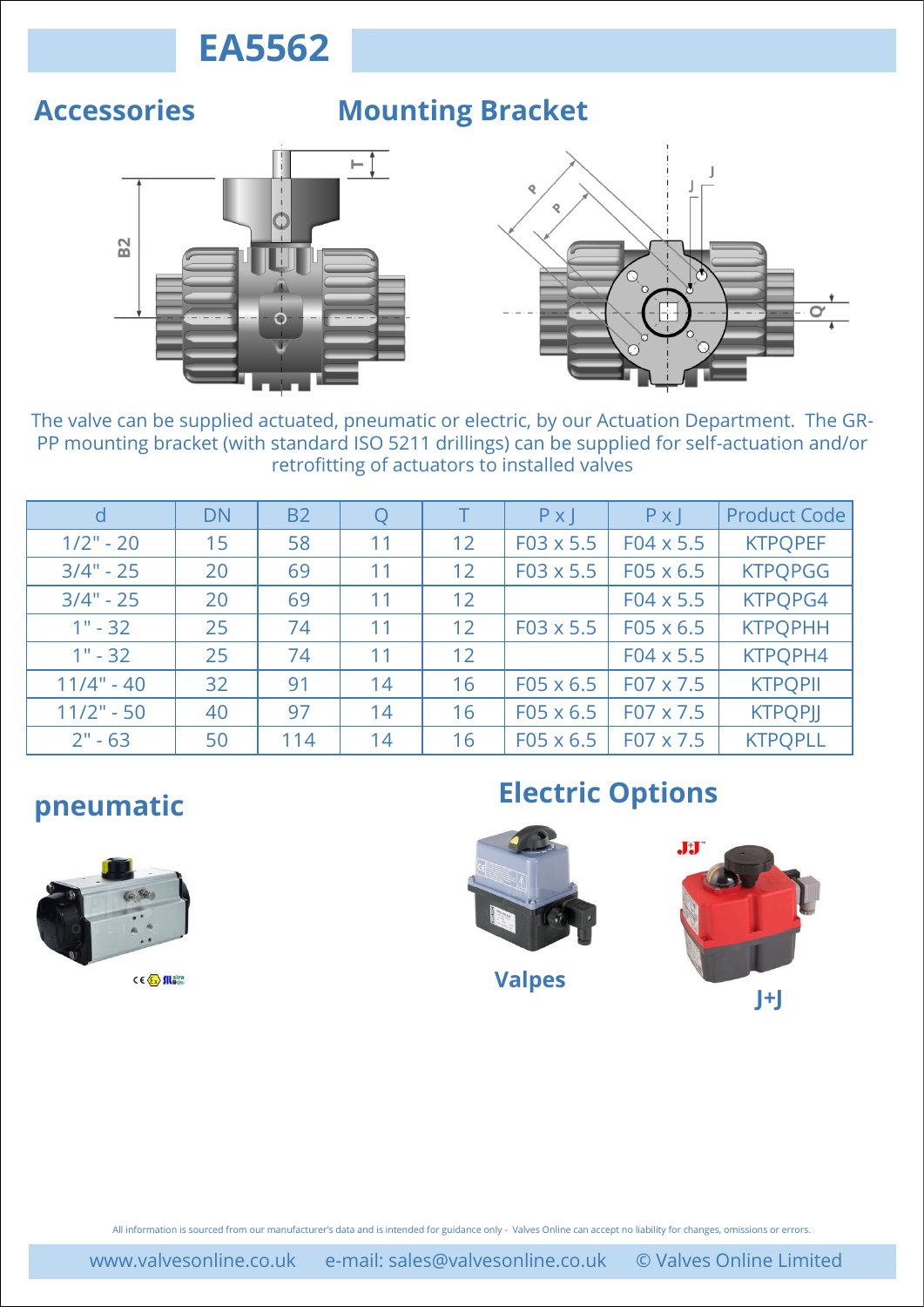# EA5562

## Accessories

## Mounting Bracket

The valve can be supplied actuated, pneumatic or electric, by our Actuation Department. The GR-PP mounting bracket (with standard ISO 5211 drillings) can be supplied for self-actuation and/or retrofitting of actuators to installed valves

| d | DN | B2 | Q | T | P x J | P x J | Product Code |
|---|---|---|---|---|---|---|---|
| 1/2" - 20 | 15 | 58 | 11 | 12 | F03 x 5.5 | F04 x 5.5 | KTPQPEF |
| 3/4" - 25 | 20 | 69 | 11 | 12 | F03 x 5.5 | F05 x 6.5 | KTPQPGG |
| 3/4" - 25 | 20 | 69 | 11 | 12 | | F04 x 5.5 | KTPQPG4 |
| 1" - 32 | 25 | 74 | 11 | 12 | F03 x 5.5 | F05 x 6.5 | KTPQPHH |
| 1" - 32 | 25 | 74 | 11 | 12 | | F04 x 5.5 | KTPQPH4 |
| 11/4" - 40 | 32 | 91 | 14 | 16 | F05 x 6.5 | F07 x 7.5 | KTPQPII |
| 11/2" - 50 | 40 | 97 | 14 | 16 | F05 x 6.5 | F07 x 7.5 | KTPQPJJ |
| 2" - 63 | 50 | 114 | 14 | 16 | F05 x 6.5 | F07 x 7.5 | KTPQPLL |

## pneumatic

## Electric Options

Valpes

J+J

All information is sourced from our manufacturer's data and is intended for guidance only - Valves Online can accept no liability for changes, omissions or errors.

www.valvesonline.co.uk e-mail: sales@valvesonline.co.uk © Valves Online Limited